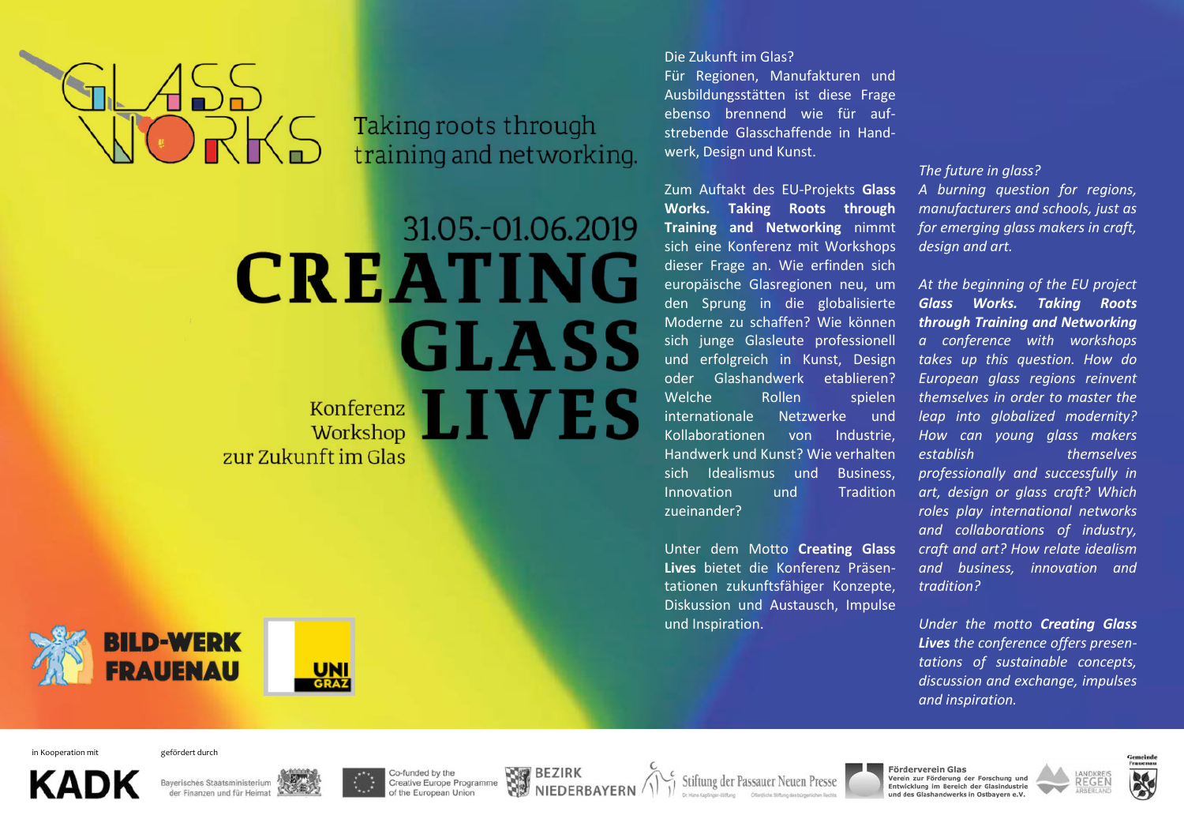# GLASS WORKS

Taking roots through training and networking.

31.05.-01.06.2019

# CREATING GLASS LIVES

Konferenz
Workshop
zur Zukunft im Glas

Die Zukunft im Glas?
Für Regionen, Manufakturen und Ausbildungsstätten ist diese Frage ebenso brennend wie für aufstrebende Glasschaffende in Handwerk, Design und Kunst.

Zum Auftakt des EU-Projekts **Glass Works. Taking Roots through Training and Networking** nimmt sich eine Konferenz mit Workshops dieser Frage an. Wie erfinden sich europäische Glasregionen neu, um den Sprung in die globalisierte Moderne zu schaffen? Wie können sich junge Glasleute professionell und erfolgreich in Kunst, Design oder Glashandwerk etablieren? Welche Rollen spielen internationale Netzwerke und Kollaborationen von Industrie, Handwerk und Kunst? Wie verhalten sich Idealismus und Business, Innovation und Tradition zueinander?

Unter dem Motto **Creating Glass Lives** bietet die Konferenz Präsentationen zukunftsfähiger Konzepte, Diskussion und Austausch, Impulse und Inspiration.

*The future in glass?*
*A burning question for regions, manufacturers and schools, just as for emerging glass makers in craft, design and art.*

*At the beginning of the EU project **Glass Works. Taking Roots through Training and Networking** a conference with workshops takes up this question. How do European glass regions reinvent themselves in order to master the leap into globalized modernity? How can young glass makers establish themselves professionally and successfully in art, design or glass craft? Which roles play international networks and collaborations of industry, craft and art? How relate idealism and business, innovation and tradition?*

*Under the motto **Creating Glass Lives** the conference offers presentations of sustainable concepts, discussion and exchange, impulses and inspiration.*

BILD-WERK FRAUENAU

UNI GRAZ

in Kooperation mit

KADK

gefördert durch

Bayerisches Staatsministerium der Finanzen und für Heimat

Co-funded by the Creative Europe Programme of the European Union

BEZIRK NIEDERBAYERN

Stiftung der Passauer Neuen Presse

Förderverein Glas
Verein zur Förderung der Forschung und Entwicklung im Bereich der Glasindustrie und des Glashandwerks in Ostbayern e.V.

LANDKREIS REGEN ARBERLAND

Gemeinde Frauenau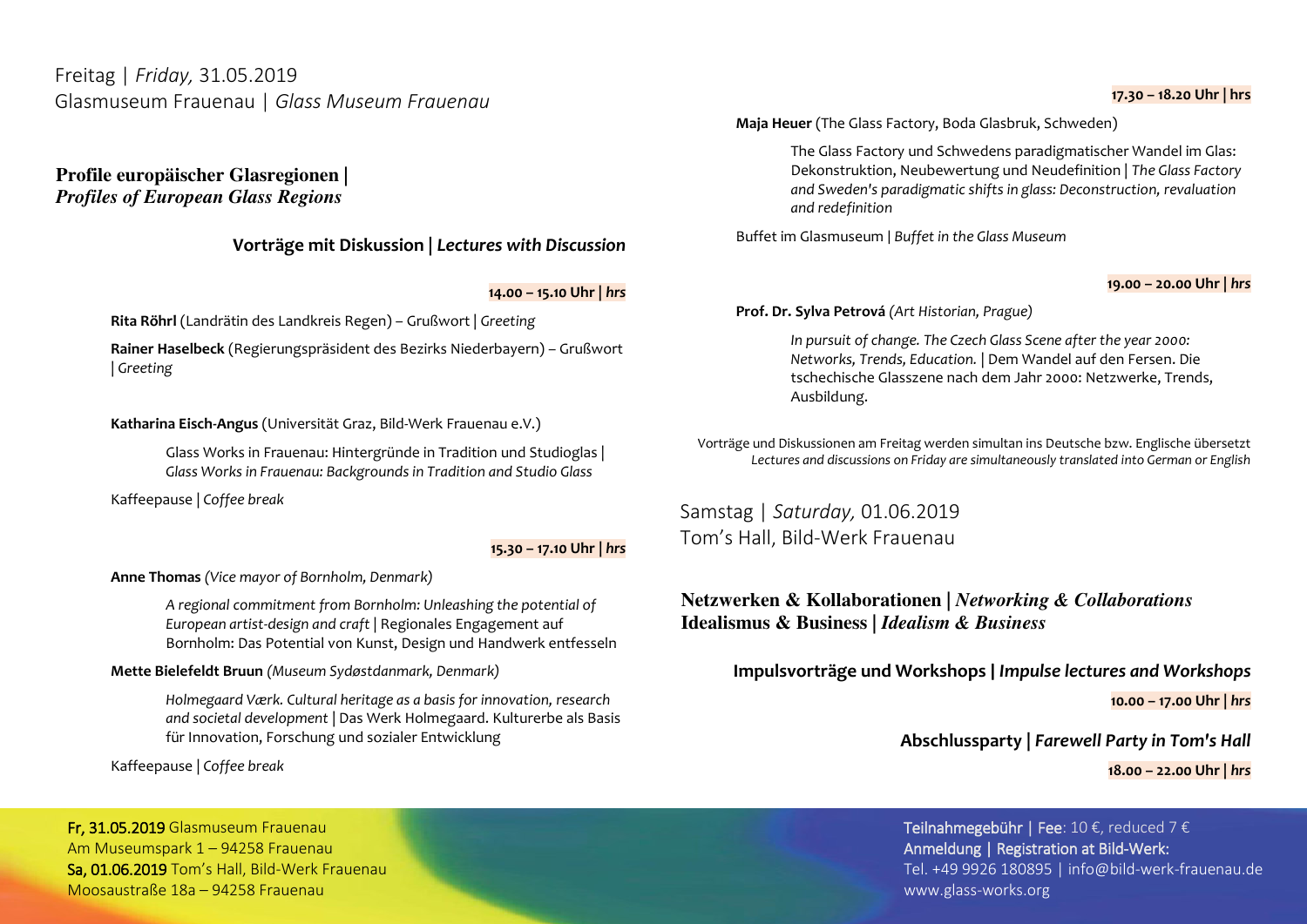Freitag | *Friday,* 31.05.2019
Glasmuseum Frauenau | *Glass Museum Frauenau*

## Profile europäischer Glasregionen | *Profiles of European Glass Regions*

### Vorträge mit Diskussion | *Lectures with Discussion*

**14.00 – 15.10 Uhr | *hrs***

**Rita Röhrl** (Landrätin des Landkreis Regen) – Grußwort | *Greeting*

**Rainer Haselbeck** (Regierungspräsident des Bezirks Niederbayern) – Grußwort | *Greeting*

**Katharina Eisch-Angus** (Universität Graz, Bild-Werk Frauenau e.V.)

> Glass Works in Frauenau: Hintergründe in Tradition und Studioglas | *Glass Works in Frauenau: Backgrounds in Tradition and Studio Glass*

Kaffeepause | *Coffee break*

**15.30 – 17.10 Uhr | *hrs***

**Anne Thomas** *(Vice mayor of Bornholm, Denmark)*

> *A regional commitment from Bornholm: Unleashing the potential of European artist-design and craft* | Regionales Engagement auf Bornholm: Das Potential von Kunst, Design und Handwerk entfesseln

**Mette Bielefeldt Bruun** *(Museum Sydøstdanmark, Denmark)*

> *Holmegaard Værk. Cultural heritage as a basis for innovation, research and societal development* | Das Werk Holmegaard. Kulturerbe als Basis für Innovation, Forschung und sozialer Entwicklung

Kaffeepause | *Coffee break*

**17.30 – 18.20 Uhr | hrs**

**Maja Heuer** (The Glass Factory, Boda Glasbruk, Schweden)

> The Glass Factory und Schwedens paradigmatischer Wandel im Glas: Dekonstruktion, Neubewertung und Neudefinition | *The Glass Factory and Sweden's paradigmatic shifts in glass: Deconstruction, revaluation and redefinition*

Buffet im Glasmuseum | *Buffet in the Glass Museum*

**19.00 – 20.00 Uhr | *hrs***

**Prof. Dr. Sylva Petrová** *(Art Historian, Prague)*

> *In pursuit of change. The Czech Glass Scene after the year 2000: Networks, Trends, Education.* | Dem Wandel auf den Fersen. Die tschechische Glasszene nach dem Jahr 2000: Netzwerke, Trends, Ausbildung.

Vorträge und Diskussionen am Freitag werden simultan ins Deutsche bzw. Englische übersetzt
*Lectures and discussions on Friday are simultaneously translated into German or English*

Samstag | *Saturday,* 01.06.2019
Tom's Hall, Bild-Werk Frauenau

## Netzwerken & Kollaborationen | *Networking & Collaborations*
## Idealismus & Business | *Idealism & Business*

### Impulsvorträge und Workshops | *Impulse lectures and Workshops*

**10.00 – 17.00 Uhr | *hrs***

### Abschlussparty | *Farewell Party in Tom's Hall*

**18.00 – 22.00 Uhr | *hrs***

**Fr, 31.05.2019** Glasmuseum Frauenau
Am Museumspark 1 – 94258 Frauenau
**Sa, 01.06.2019** Tom's Hall, Bild-Werk Frauenau
Moosaustraße 18a – 94258 Frauenau

**Teilnahmegebühr | Fee**: 10 €, reduced 7 €
**Anmeldung | Registration at Bild-Werk:**
Tel. +49 9926 180895 | info@bild-werk-frauenau.de
www.glass-works.org